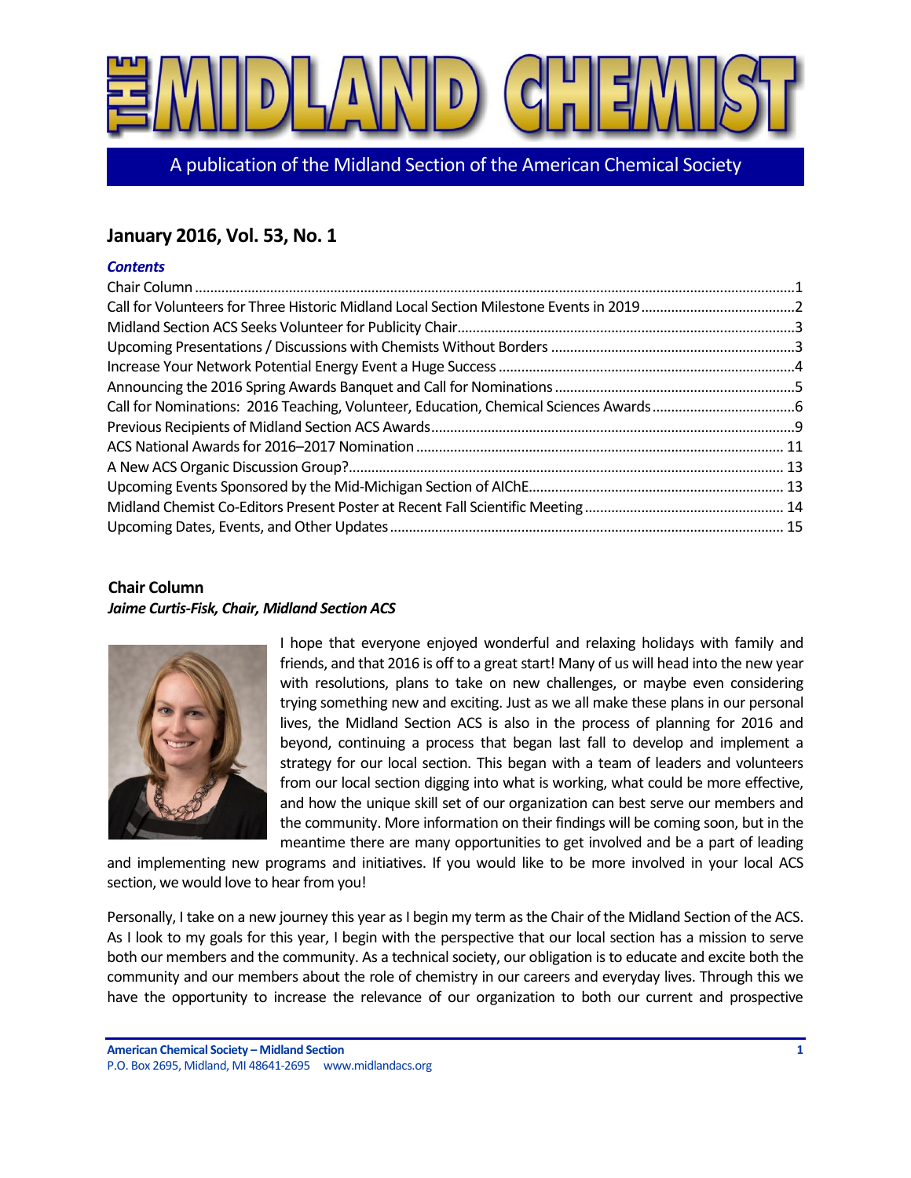# THE MIDLAND CHEMIST

A publication of the Midland Section of the American Chemical Society

## January 2016, Vol. 53, No. 1

### *Contents*

Chair Column ....................................................................................................................................................1
Call for Volunteers for Three Historic Midland Local Section Milestone Events in 2019.........................................2
Midland Section ACS Seeks Volunteer for Publicity Chair.........................................................................................3
Upcoming Presentations / Discussions with Chemists Without Borders ................................................................3
Increase Your Network Potential Energy Event a Huge Success ..............................................................................4
Announcing the 2016 Spring Awards Banquet and Call for Nominations ...............................................................5
Call for Nominations: 2016 Teaching, Volunteer, Education, Chemical Sciences Awards.....................................6
Previous Recipients of Midland Section ACS Awards.................................................................................................9
ACS National Awards for 2016–2017 Nomination ................................................................................................. 11
A New ACS Organic Discussion Group?................................................................................................................... 13
Upcoming Events Sponsored by the Mid-Michigan Section of AIChE................................................................... 13
Midland Chemist Co-Editors Present Poster at Recent Fall Scientific Meeting .................................................... 14
Upcoming Dates, Events, and Other Updates ........................................................................................................ 15

## Chair Column

***Jaime Curtis-Fisk, Chair, Midland Section ACS***

I hope that everyone enjoyed wonderful and relaxing holidays with family and friends, and that 2016 is off to a great start! Many of us will head into the new year with resolutions, plans to take on new challenges, or maybe even considering trying something new and exciting. Just as we all make these plans in our personal lives, the Midland Section ACS is also in the process of planning for 2016 and beyond, continuing a process that began last fall to develop and implement a strategy for our local section. This began with a team of leaders and volunteers from our local section digging into what is working, what could be more effective, and how the unique skill set of our organization can best serve our members and the community. More information on their findings will be coming soon, but in the meantime there are many opportunities to get involved and be a part of leading and implementing new programs and initiatives. If you would like to be more involved in your local ACS section, we would love to hear from you!

Personally, I take on a new journey this year as I begin my term as the Chair of the Midland Section of the ACS. As I look to my goals for this year, I begin with the perspective that our local section has a mission to serve both our members and the community. As a technical society, our obligation is to educate and excite both the community and our members about the role of chemistry in our careers and everyday lives. Through this we have the opportunity to increase the relevance of our organization to both our current and prospective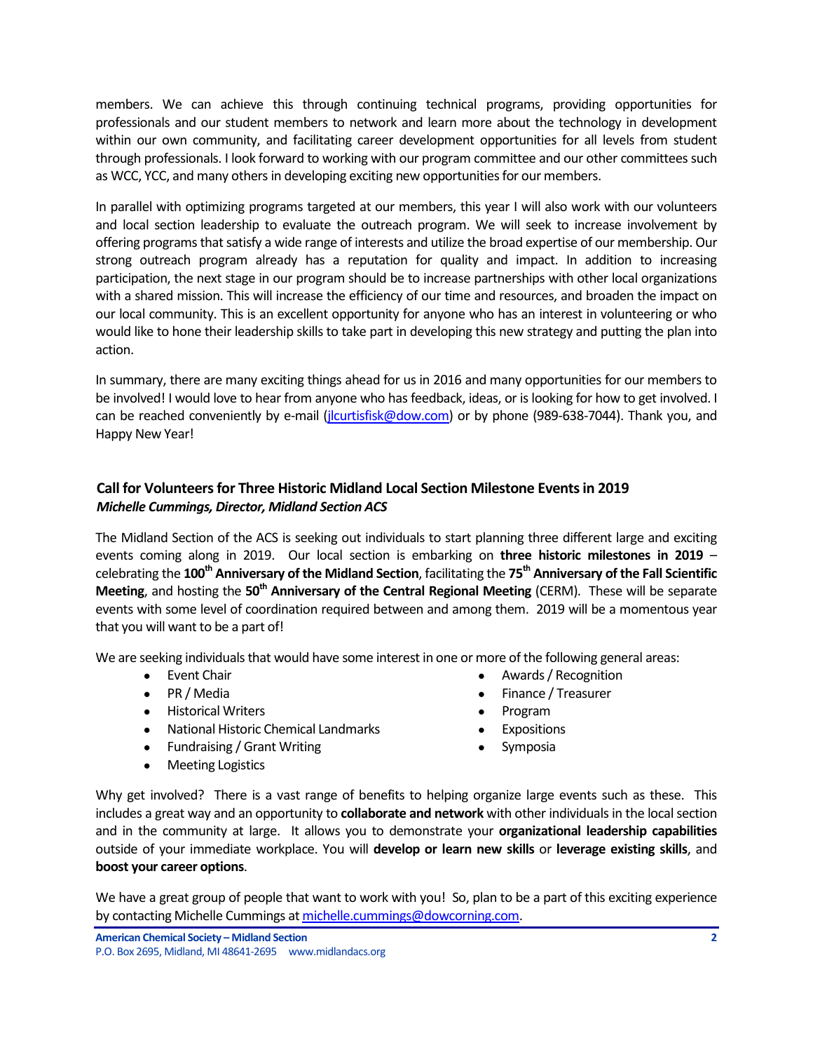members. We can achieve this through continuing technical programs, providing opportunities for professionals and our student members to network and learn more about the technology in development within our own community, and facilitating career development opportunities for all levels from student through professionals. I look forward to working with our program committee and our other committees such as WCC, YCC, and many others in developing exciting new opportunities for our members.

In parallel with optimizing programs targeted at our members, this year I will also work with our volunteers and local section leadership to evaluate the outreach program. We will seek to increase involvement by offering programs that satisfy a wide range of interests and utilize the broad expertise of our membership. Our strong outreach program already has a reputation for quality and impact. In addition to increasing participation, the next stage in our program should be to increase partnerships with other local organizations with a shared mission. This will increase the efficiency of our time and resources, and broaden the impact on our local community. This is an excellent opportunity for anyone who has an interest in volunteering or who would like to hone their leadership skills to take part in developing this new strategy and putting the plan into action.

In summary, there are many exciting things ahead for us in 2016 and many opportunities for our members to be involved! I would love to hear from anyone who has feedback, ideas, or is looking for how to get involved. I can be reached conveniently by e-mail (jlcurtisfisk@dow.com) or by phone (989-638-7044). Thank you, and Happy New Year!

## Call for Volunteers for Three Historic Midland Local Section Milestone Events in 2019

***Michelle Cummings, Director, Midland Section ACS***

The Midland Section of the ACS is seeking out individuals to start planning three different large and exciting events coming along in 2019. Our local section is embarking on **three historic milestones in 2019** – celebrating the **100th Anniversary of the Midland Section**, facilitating the **75th Anniversary of the Fall Scientific Meeting**, and hosting the **50th Anniversary of the Central Regional Meeting** (CERM). These will be separate events with some level of coordination required between and among them. 2019 will be a momentous year that you will want to be a part of!

We are seeking individuals that would have some interest in one or more of the following general areas:

- Event Chair
- PR / Media
- Historical Writers
- National Historic Chemical Landmarks
- Fundraising / Grant Writing
- Meeting Logistics
- Awards / Recognition
- Finance / Treasurer
- Program
- Expositions
- Symposia

Why get involved? There is a vast range of benefits to helping organize large events such as these. This includes a great way and an opportunity to **collaborate and network** with other individuals in the local section and in the community at large. It allows you to demonstrate your **organizational leadership capabilities** outside of your immediate workplace. You will **develop or learn new skills** or **leverage existing skills**, and **boost your career options**.

We have a great group of people that want to work with you! So, plan to be a part of this exciting experience by contacting Michelle Cummings at michelle.cummings@dowcorning.com.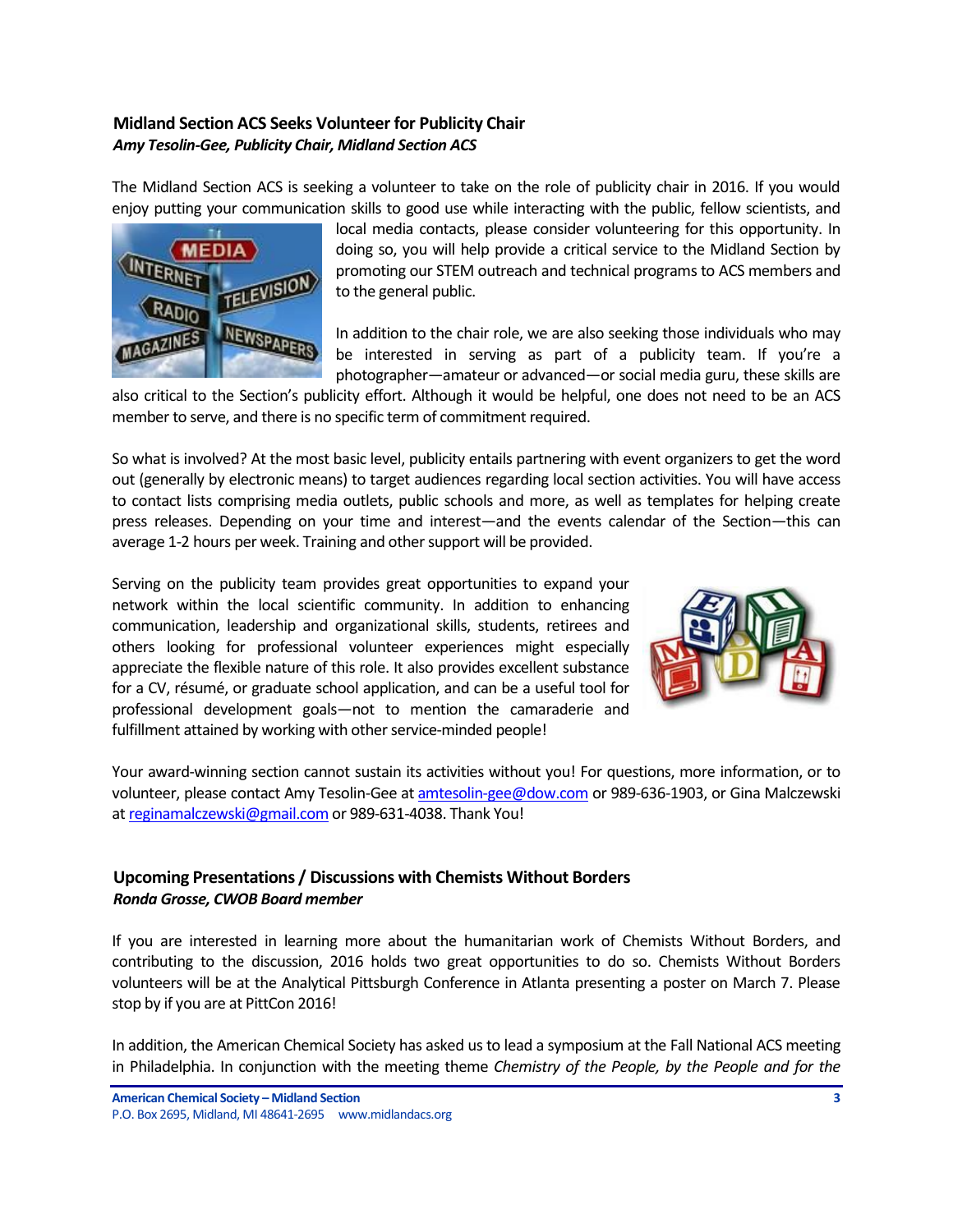### Midland Section ACS Seeks Volunteer for Publicity Chair

***Amy Tesolin-Gee, Publicity Chair, Midland Section ACS***

The Midland Section ACS is seeking a volunteer to take on the role of publicity chair in 2016. If you would enjoy putting your communication skills to good use while interacting with the public, fellow scientists, and local media contacts, please consider volunteering for this opportunity. In doing so, you will help provide a critical service to the Midland Section by promoting our STEM outreach and technical programs to ACS members and to the general public.

In addition to the chair role, we are also seeking those individuals who may be interested in serving as part of a publicity team. If you're a photographer—amateur or advanced—or social media guru, these skills are also critical to the Section's publicity effort. Although it would be helpful, one does not need to be an ACS member to serve, and there is no specific term of commitment required.

So what is involved? At the most basic level, publicity entails partnering with event organizers to get the word out (generally by electronic means) to target audiences regarding local section activities. You will have access to contact lists comprising media outlets, public schools and more, as well as templates for helping create press releases. Depending on your time and interest—and the events calendar of the Section—this can average 1-2 hours per week. Training and other support will be provided.

Serving on the publicity team provides great opportunities to expand your network within the local scientific community. In addition to enhancing communication, leadership and organizational skills, students, retirees and others looking for professional volunteer experiences might especially appreciate the flexible nature of this role. It also provides excellent substance for a CV, résumé, or graduate school application, and can be a useful tool for professional development goals—not to mention the camaraderie and fulfillment attained by working with other service-minded people!

Your award-winning section cannot sustain its activities without you! For questions, more information, or to volunteer, please contact Amy Tesolin-Gee at amtesolin-gee@dow.com or 989-636-1903, or Gina Malczewski at reginamalczewski@gmail.com or 989-631-4038. Thank You!

### Upcoming Presentations / Discussions with Chemists Without Borders

***Ronda Grosse, CWOB Board member***

If you are interested in learning more about the humanitarian work of Chemists Without Borders, and contributing to the discussion, 2016 holds two great opportunities to do so. Chemists Without Borders volunteers will be at the Analytical Pittsburgh Conference in Atlanta presenting a poster on March 7. Please stop by if you are at PittCon 2016!

In addition, the American Chemical Society has asked us to lead a symposium at the Fall National ACS meeting in Philadelphia. In conjunction with the meeting theme *Chemistry of the People, by the People and for the*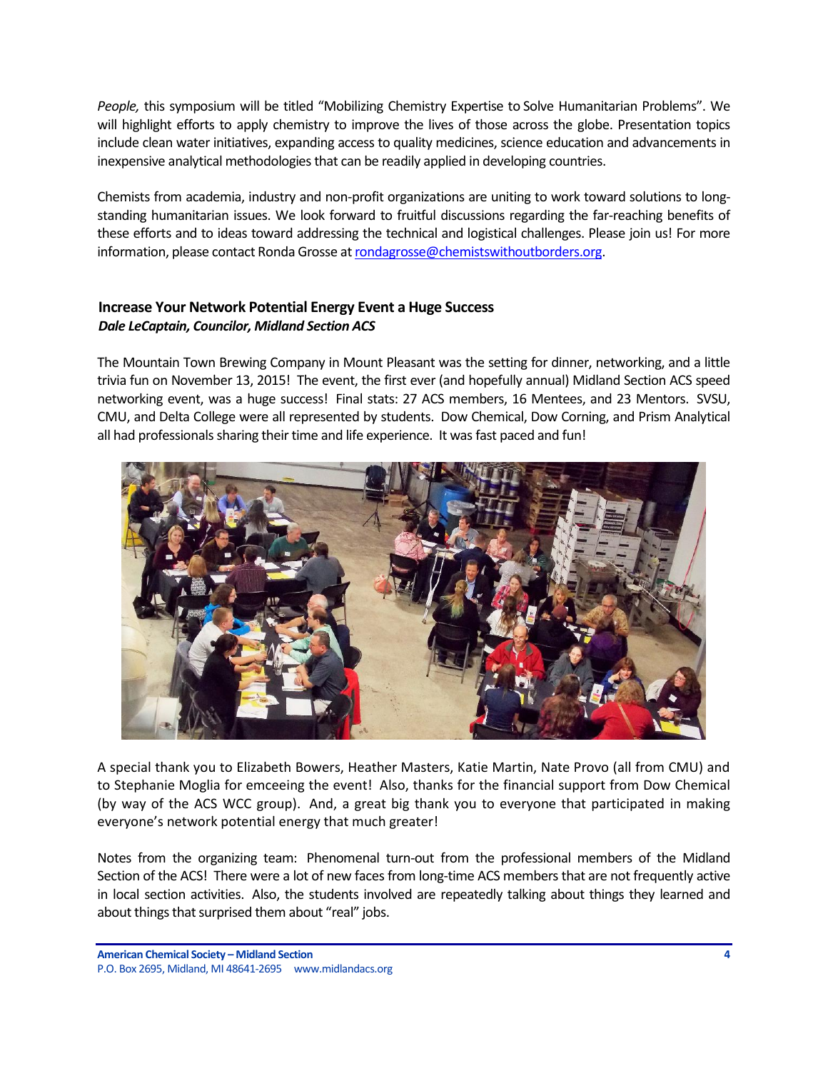*People,* this symposium will be titled "Mobilizing Chemistry Expertise to Solve Humanitarian Problems". We will highlight efforts to apply chemistry to improve the lives of those across the globe. Presentation topics include clean water initiatives, expanding access to quality medicines, science education and advancements in inexpensive analytical methodologies that can be readily applied in developing countries.

Chemists from academia, industry and non-profit organizations are uniting to work toward solutions to long-standing humanitarian issues. We look forward to fruitful discussions regarding the far-reaching benefits of these efforts and to ideas toward addressing the technical and logistical challenges. Please join us! For more information, please contact Ronda Grosse at rondagrosse@chemistswithoutborders.org.

## Increase Your Network Potential Energy Event a Huge Success

***Dale LeCaptain, Councilor, Midland Section ACS***

The Mountain Town Brewing Company in Mount Pleasant was the setting for dinner, networking, and a little trivia fun on November 13, 2015! The event, the first ever (and hopefully annual) Midland Section ACS speed networking event, was a huge success! Final stats: 27 ACS members, 16 Mentees, and 23 Mentors. SVSU, CMU, and Delta College were all represented by students. Dow Chemical, Dow Corning, and Prism Analytical all had professionals sharing their time and life experience. It was fast paced and fun!

A special thank you to Elizabeth Bowers, Heather Masters, Katie Martin, Nate Provo (all from CMU) and to Stephanie Moglia for emceeing the event! Also, thanks for the financial support from Dow Chemical (by way of the ACS WCC group). And, a great big thank you to everyone that participated in making everyone's network potential energy that much greater!

Notes from the organizing team: Phenomenal turn-out from the professional members of the Midland Section of the ACS! There were a lot of new faces from long-time ACS members that are not frequently active in local section activities. Also, the students involved are repeatedly talking about things they learned and about things that surprised them about "real" jobs.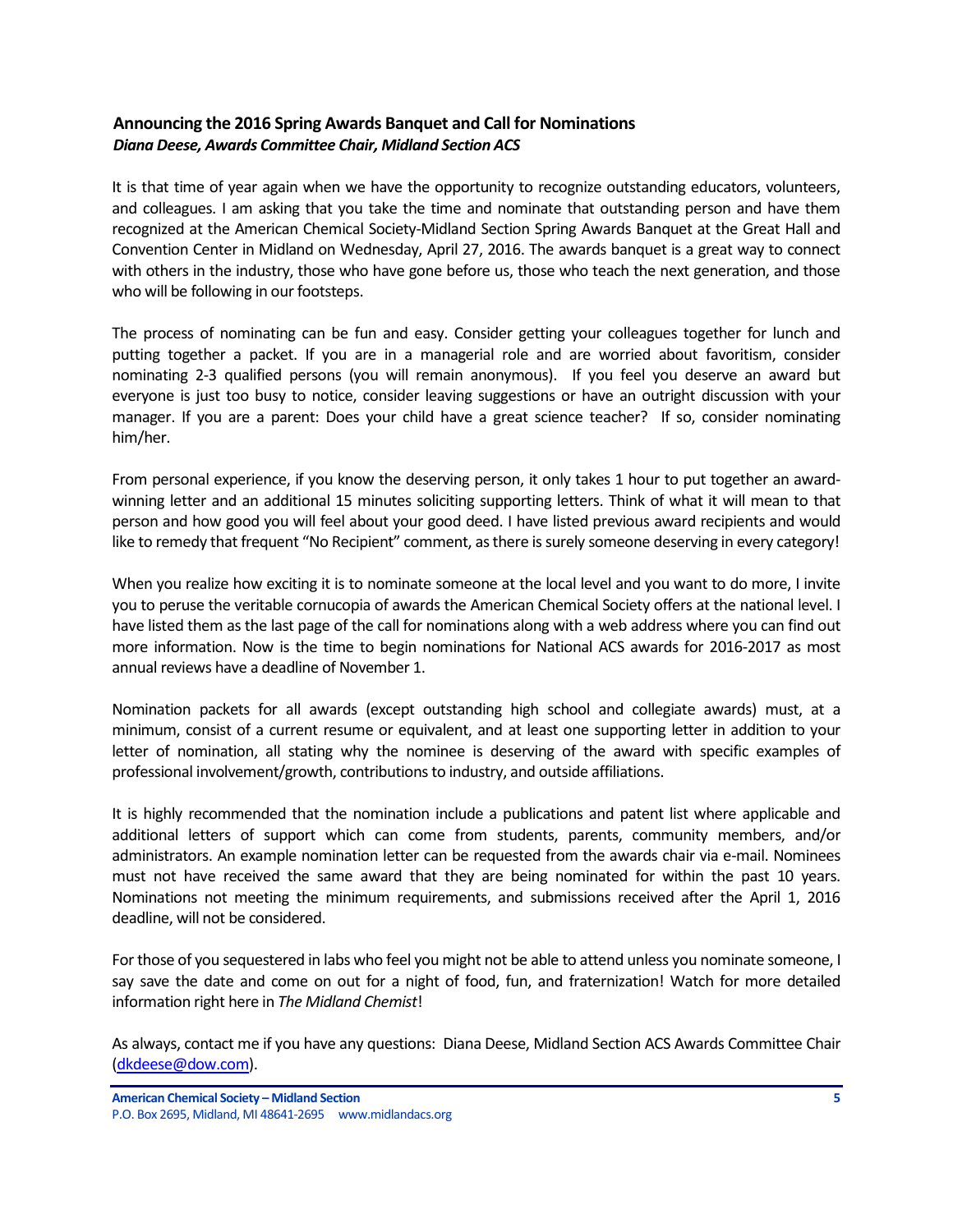## Announcing the 2016 Spring Awards Banquet and Call for Nominations

***Diana Deese, Awards Committee Chair, Midland Section ACS***

It is that time of year again when we have the opportunity to recognize outstanding educators, volunteers, and colleagues. I am asking that you take the time and nominate that outstanding person and have them recognized at the American Chemical Society-Midland Section Spring Awards Banquet at the Great Hall and Convention Center in Midland on Wednesday, April 27, 2016. The awards banquet is a great way to connect with others in the industry, those who have gone before us, those who teach the next generation, and those who will be following in our footsteps.

The process of nominating can be fun and easy. Consider getting your colleagues together for lunch and putting together a packet. If you are in a managerial role and are worried about favoritism, consider nominating 2-3 qualified persons (you will remain anonymous). If you feel you deserve an award but everyone is just too busy to notice, consider leaving suggestions or have an outright discussion with your manager. If you are a parent: Does your child have a great science teacher? If so, consider nominating him/her.

From personal experience, if you know the deserving person, it only takes 1 hour to put together an award-winning letter and an additional 15 minutes soliciting supporting letters. Think of what it will mean to that person and how good you will feel about your good deed. I have listed previous award recipients and would like to remedy that frequent "No Recipient" comment, as there is surely someone deserving in every category!

When you realize how exciting it is to nominate someone at the local level and you want to do more, I invite you to peruse the veritable cornucopia of awards the American Chemical Society offers at the national level. I have listed them as the last page of the call for nominations along with a web address where you can find out more information. Now is the time to begin nominations for National ACS awards for 2016-2017 as most annual reviews have a deadline of November 1.

Nomination packets for all awards (except outstanding high school and collegiate awards) must, at a minimum, consist of a current resume or equivalent, and at least one supporting letter in addition to your letter of nomination, all stating why the nominee is deserving of the award with specific examples of professional involvement/growth, contributions to industry, and outside affiliations.

It is highly recommended that the nomination include a publications and patent list where applicable and additional letters of support which can come from students, parents, community members, and/or administrators. An example nomination letter can be requested from the awards chair via e-mail. Nominees must not have received the same award that they are being nominated for within the past 10 years. Nominations not meeting the minimum requirements, and submissions received after the April 1, 2016 deadline, will not be considered.

For those of you sequestered in labs who feel you might not be able to attend unless you nominate someone, I say save the date and come on out for a night of food, fun, and fraternization! Watch for more detailed information right here in *The Midland Chemist*!

As always, contact me if you have any questions: Diana Deese, Midland Section ACS Awards Committee Chair (dkdeese@dow.com).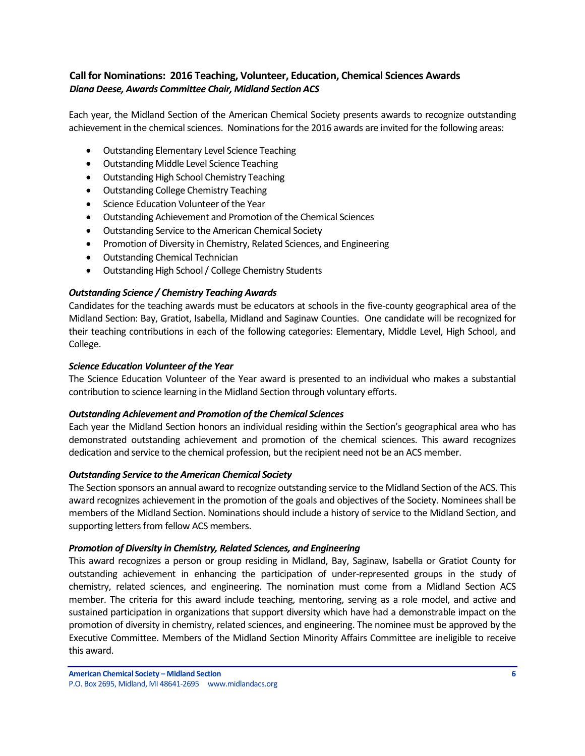## Call for Nominations: 2016 Teaching, Volunteer, Education, Chemical Sciences Awards

***Diana Deese, Awards Committee Chair, Midland Section ACS***

Each year, the Midland Section of the American Chemical Society presents awards to recognize outstanding achievement in the chemical sciences. Nominations for the 2016 awards are invited for the following areas:

- Outstanding Elementary Level Science Teaching
- Outstanding Middle Level Science Teaching
- Outstanding High School Chemistry Teaching
- Outstanding College Chemistry Teaching
- Science Education Volunteer of the Year
- Outstanding Achievement and Promotion of the Chemical Sciences
- Outstanding Service to the American Chemical Society
- Promotion of Diversity in Chemistry, Related Sciences, and Engineering
- Outstanding Chemical Technician
- Outstanding High School / College Chemistry Students

***Outstanding Science / Chemistry Teaching Awards***

Candidates for the teaching awards must be educators at schools in the five-county geographical area of the Midland Section: Bay, Gratiot, Isabella, Midland and Saginaw Counties. One candidate will be recognized for their teaching contributions in each of the following categories: Elementary, Middle Level, High School, and College.

***Science Education Volunteer of the Year***

The Science Education Volunteer of the Year award is presented to an individual who makes a substantial contribution to science learning in the Midland Section through voluntary efforts.

***Outstanding Achievement and Promotion of the Chemical Sciences***

Each year the Midland Section honors an individual residing within the Section's geographical area who has demonstrated outstanding achievement and promotion of the chemical sciences. This award recognizes dedication and service to the chemical profession, but the recipient need not be an ACS member.

***Outstanding Service to the American Chemical Society***

The Section sponsors an annual award to recognize outstanding service to the Midland Section of the ACS. This award recognizes achievement in the promotion of the goals and objectives of the Society. Nominees shall be members of the Midland Section. Nominations should include a history of service to the Midland Section, and supporting letters from fellow ACS members.

***Promotion of Diversity in Chemistry, Related Sciences, and Engineering***

This award recognizes a person or group residing in Midland, Bay, Saginaw, Isabella or Gratiot County for outstanding achievement in enhancing the participation of under-represented groups in the study of chemistry, related sciences, and engineering. The nomination must come from a Midland Section ACS member. The criteria for this award include teaching, mentoring, serving as a role model, and active and sustained participation in organizations that support diversity which have had a demonstrable impact on the promotion of diversity in chemistry, related sciences, and engineering. The nominee must be approved by the Executive Committee. Members of the Midland Section Minority Affairs Committee are ineligible to receive this award.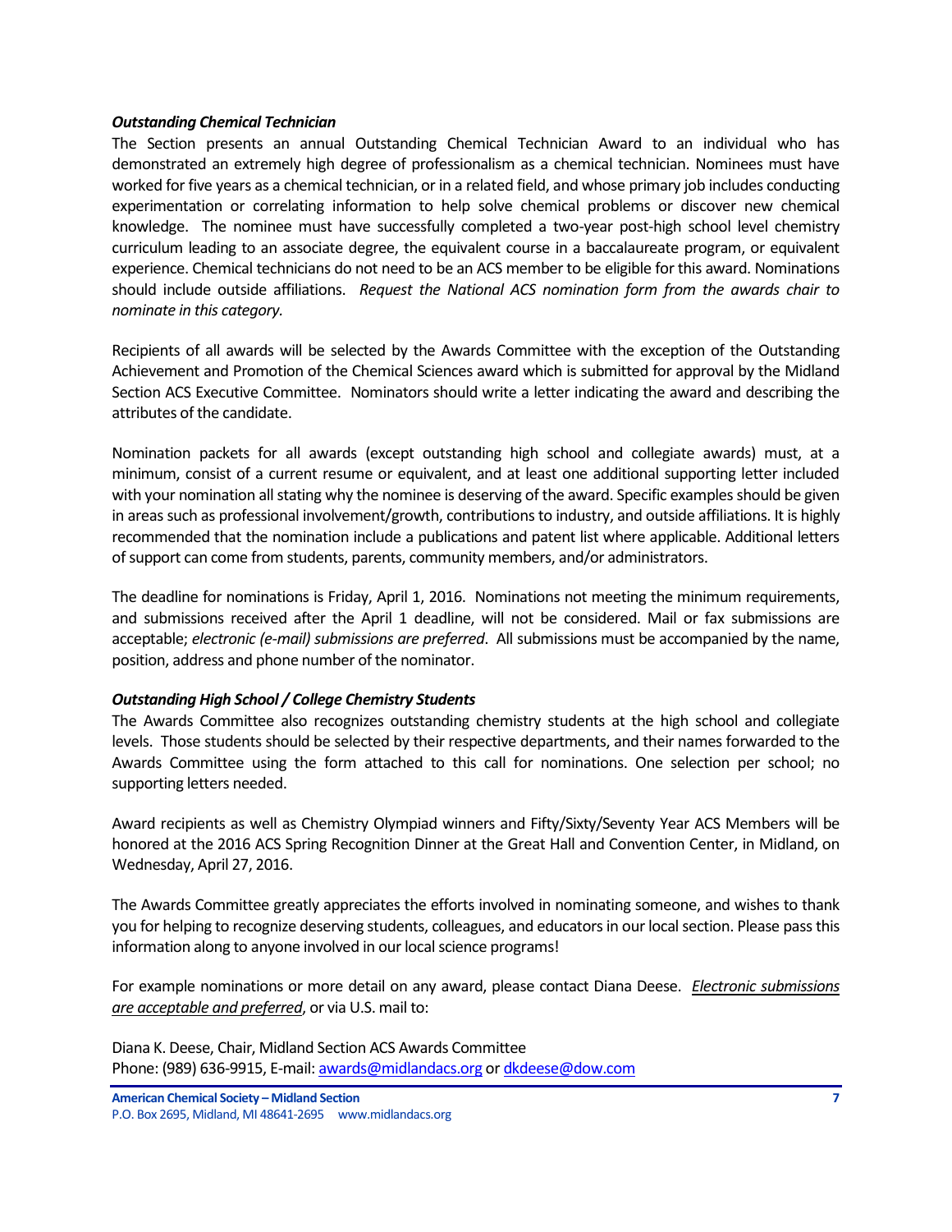### ***Outstanding Chemical Technician***

The Section presents an annual Outstanding Chemical Technician Award to an individual who has demonstrated an extremely high degree of professionalism as a chemical technician. Nominees must have worked for five years as a chemical technician, or in a related field, and whose primary job includes conducting experimentation or correlating information to help solve chemical problems or discover new chemical knowledge. The nominee must have successfully completed a two-year post-high school level chemistry curriculum leading to an associate degree, the equivalent course in a baccalaureate program, or equivalent experience. Chemical technicians do not need to be an ACS member to be eligible for this award. Nominations should include outside affiliations. *Request the National ACS nomination form from the awards chair to nominate in this category.*

Recipients of all awards will be selected by the Awards Committee with the exception of the Outstanding Achievement and Promotion of the Chemical Sciences award which is submitted for approval by the Midland Section ACS Executive Committee. Nominators should write a letter indicating the award and describing the attributes of the candidate.

Nomination packets for all awards (except outstanding high school and collegiate awards) must, at a minimum, consist of a current resume or equivalent, and at least one additional supporting letter included with your nomination all stating why the nominee is deserving of the award. Specific examples should be given in areas such as professional involvement/growth, contributions to industry, and outside affiliations. It is highly recommended that the nomination include a publications and patent list where applicable. Additional letters of support can come from students, parents, community members, and/or administrators.

The deadline for nominations is Friday, April 1, 2016. Nominations not meeting the minimum requirements, and submissions received after the April 1 deadline, will not be considered. Mail or fax submissions are acceptable; *electronic (e-mail) submissions are preferred*. All submissions must be accompanied by the name, position, address and phone number of the nominator.

### ***Outstanding High School / College Chemistry Students***

The Awards Committee also recognizes outstanding chemistry students at the high school and collegiate levels. Those students should be selected by their respective departments, and their names forwarded to the Awards Committee using the form attached to this call for nominations. One selection per school; no supporting letters needed.

Award recipients as well as Chemistry Olympiad winners and Fifty/Sixty/Seventy Year ACS Members will be honored at the 2016 ACS Spring Recognition Dinner at the Great Hall and Convention Center, in Midland, on Wednesday, April 27, 2016.

The Awards Committee greatly appreciates the efforts involved in nominating someone, and wishes to thank you for helping to recognize deserving students, colleagues, and educators in our local section. Please pass this information along to anyone involved in our local science programs!

For example nominations or more detail on any award, please contact Diana Deese. *Electronic submissions are acceptable and preferred*, or via U.S. mail to:

Diana K. Deese, Chair, Midland Section ACS Awards Committee
Phone: (989) 636-9915, E-mail: awards@midlandacs.org or dkdeese@dow.com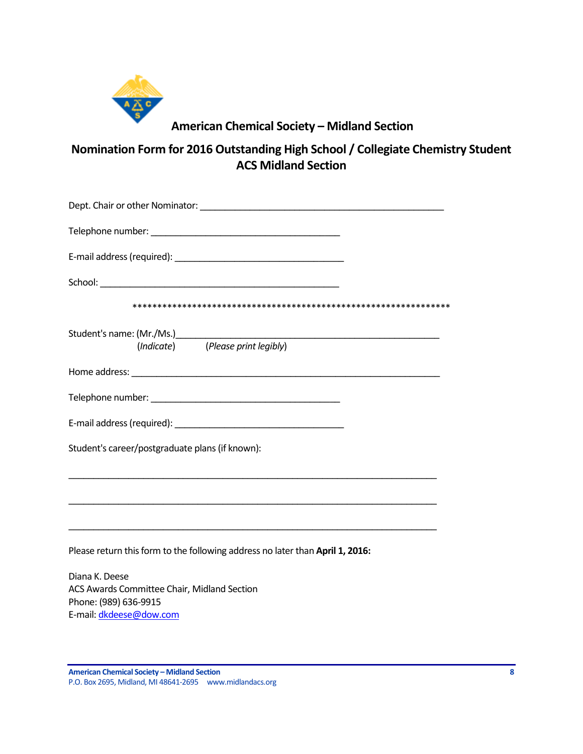## American Chemical Society – Midland Section

## Nomination Form for 2016 Outstanding High School / Collegiate Chemistry Student ACS Midland Section

Dept. Chair or other Nominator: ___________________________________________

Telephone number: __________________________________

E-mail address (required): ______________________________

School: ___________________________________________

\*\*\*\*\*\*\*\*\*\*\*\*\*\*\*\*\*\*\*\*\*\*\*\*\*\*\*\*\*\*\*\*\*\*\*\*\*\*\*\*\*\*\*\*\*\*\*\*\*\*\*\*\*\*\*\*\*\*\*\*\*\*\*\*\*\*

Student's name: (Mr./Ms.)_______________________________________________
(*Indicate*) (*Please print legibly*)

Home address: _______________________________________________________

Telephone number: __________________________________

E-mail address (required): ______________________________

Student's career/postgraduate plans (if known):

_________________________________________________________________

_________________________________________________________________

_________________________________________________________________

Please return this form to the following address no later than **April 1, 2016:**

Diana K. Deese
ACS Awards Committee Chair, Midland Section
Phone: (989) 636-9915
E-mail: dkdeese@dow.com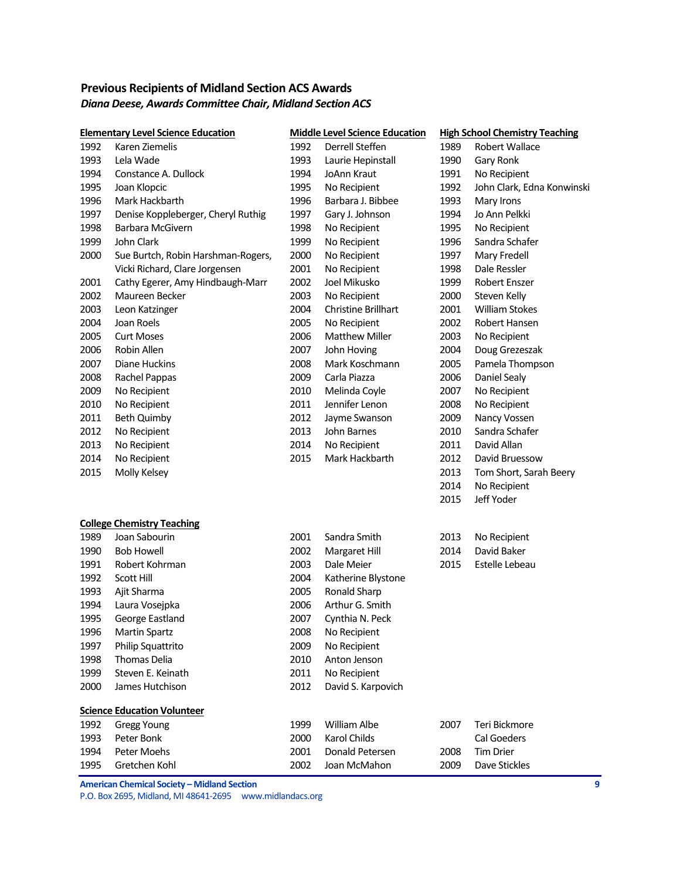## Previous Recipients of Midland Section ACS Awards

***Diana Deese, Awards Committee Chair, Midland Section ACS***

### Elementary Level Science Education

| Year | Recipient |
|---|---|
| 1992 | Karen Ziemelis |
| 1993 | Lela Wade |
| 1994 | Constance A. Dullock |
| 1995 | Joan Klopcic |
| 1996 | Mark Hackbarth |
| 1997 | Denise Koppleberger, Cheryl Ruthig |
| 1998 | Barbara McGivern |
| 1999 | John Clark |
| 2000 | Sue Burtch, Robin Harshman-Rogers, Vicki Richard, Clare Jorgensen |
| 2001 | Cathy Egerer, Amy Hindbaugh-Marr |
| 2002 | Maureen Becker |
| 2003 | Leon Katzinger |
| 2004 | Joan Roels |
| 2005 | Curt Moses |
| 2006 | Robin Allen |
| 2007 | Diane Huckins |
| 2008 | Rachel Pappas |
| 2009 | No Recipient |
| 2010 | No Recipient |
| 2011 | Beth Quimby |
| 2012 | No Recipient |
| 2013 | No Recipient |
| 2014 | No Recipient |
| 2015 | Molly Kelsey |

### Middle Level Science Education

| Year | Recipient |
|---|---|
| 1992 | Derrell Steffen |
| 1993 | Laurie Hepinstall |
| 1994 | JoAnn Kraut |
| 1995 | No Recipient |
| 1996 | Barbara J. Bibbee |
| 1997 | Gary J. Johnson |
| 1998 | No Recipient |
| 1999 | No Recipient |
| 2000 | No Recipient |
| 2001 | No Recipient |
| 2002 | Joel Mikusko |
| 2003 | No Recipient |
| 2004 | Christine Brillhart |
| 2005 | No Recipient |
| 2006 | Matthew Miller |
| 2007 | John Hoving |
| 2008 | Mark Koschmann |
| 2009 | Carla Piazza |
| 2010 | Melinda Coyle |
| 2011 | Jennifer Lenon |
| 2012 | Jayme Swanson |
| 2013 | John Barnes |
| 2014 | No Recipient |
| 2015 | Mark Hackbarth |

### High School Chemistry Teaching

| Year | Recipient |
|---|---|
| 1989 | Robert Wallace |
| 1990 | Gary Ronk |
| 1991 | No Recipient |
| 1992 | John Clark, Edna Konwinski |
| 1993 | Mary Irons |
| 1994 | Jo Ann Pelkki |
| 1995 | No Recipient |
| 1996 | Sandra Schafer |
| 1997 | Mary Fredell |
| 1998 | Dale Ressler |
| 1999 | Robert Enszer |
| 2000 | Steven Kelly |
| 2001 | William Stokes |
| 2002 | Robert Hansen |
| 2003 | No Recipient |
| 2004 | Doug Grezeszak |
| 2005 | Pamela Thompson |
| 2006 | Daniel Sealy |
| 2007 | No Recipient |
| 2008 | No Recipient |
| 2009 | Nancy Vossen |
| 2010 | Sandra Schafer |
| 2011 | David Allan |
| 2012 | David Bruessow |
| 2013 | Tom Short, Sarah Beery |
| 2014 | No Recipient |
| 2015 | Jeff Yoder |

### College Chemistry Teaching

| Year | Recipient |
|---|---|
| 1989 | Joan Sabourin |
| 1990 | Bob Howell |
| 1991 | Robert Kohrman |
| 1992 | Scott Hill |
| 1993 | Ajit Sharma |
| 1994 | Laura Vosejpka |
| 1995 | George Eastland |
| 1996 | Martin Spartz |
| 1997 | Philip Squattrito |
| 1998 | Thomas Delia |
| 1999 | Steven E. Keinath |
| 2000 | James Hutchison |
| 2001 | Sandra Smith |
| 2002 | Margaret Hill |
| 2003 | Dale Meier |
| 2004 | Katherine Blystone |
| 2005 | Ronald Sharp |
| 2006 | Arthur G. Smith |
| 2007 | Cynthia N. Peck |
| 2008 | No Recipient |
| 2009 | No Recipient |
| 2010 | Anton Jenson |
| 2011 | No Recipient |
| 2012 | David S. Karpovich |
| 2013 | No Recipient |
| 2014 | David Baker |
| 2015 | Estelle Lebeau |

### Science Education Volunteer

| Year | Recipient |
|---|---|
| 1992 | Gregg Young |
| 1993 | Peter Bonk |
| 1994 | Peter Moehs |
| 1995 | Gretchen Kohl |
| 1999 | William Albe |
| 2000 | Karol Childs |
| 2001 | Donald Petersen |
| 2002 | Joan McMahon |
| 2007 | Teri Bickmore |
| | Cal Goeders |
| 2008 | Tim Drier |
| 2009 | Dave Stickles |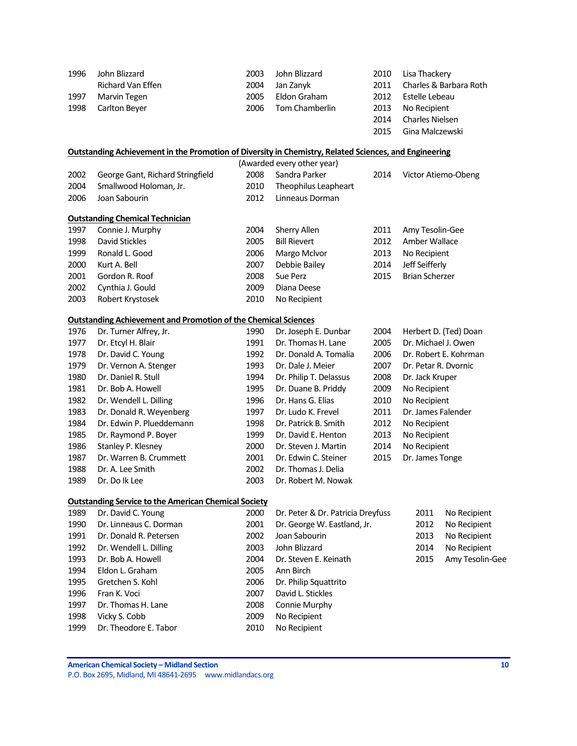| | | | | | |
|---|---|---|---|---|---|
| 1996 | John Blizzard | 2003 | John Blizzard | 2010 | Lisa Thackery |
| | Richard Van Effen | 2004 | Jan Zanyk | 2011 | Charles & Barbara Roth |
| 1997 | Marvin Tegen | 2005 | Eldon Graham | 2012 | Estelle Lebeau |
| 1998 | Carlton Beyer | 2006 | Tom Chamberlin | 2013 | No Recipient |
| | | | | 2014 | Charles Nielsen |
| | | | | 2015 | Gina Malczewski |

**Outstanding Achievement in the Promotion of Diversity in Chemistry, Related Sciences, and Engineering**

(Awarded every other year)

| | | | | | |
|---|---|---|---|---|---|
| 2002 | George Gant, Richard Stringfield | 2008 | Sandra Parker | 2014 | Victor Atiemo-Obeng |
| 2004 | Smallwood Holoman, Jr. | 2010 | Theophilus Leapheart | | |
| 2006 | Joan Sabourin | 2012 | Linneaus Dorman | | |

**Outstanding Chemical Technician**

| | | | | | |
|---|---|---|---|---|---|
| 1997 | Connie J. Murphy | 2004 | Sherry Allen | 2011 | Amy Tesolin-Gee |
| 1998 | David Stickles | 2005 | Bill Rievert | 2012 | Amber Wallace |
| 1999 | Ronald L. Good | 2006 | Margo McIvor | 2013 | No Recipient |
| 2000 | Kurt A. Bell | 2007 | Debbie Bailey | 2014 | Jeff Seifferly |
| 2001 | Gordon R. Roof | 2008 | Sue Perz | 2015 | Brian Scherzer |
| 2002 | Cynthia J. Gould | 2009 | Diana Deese | | |
| 2003 | Robert Krystosek | 2010 | No Recipient | | |

**Outstanding Achievement and Promotion of the Chemical Sciences**

| | | | | | |
|---|---|---|---|---|---|
| 1976 | Dr. Turner Alfrey, Jr. | 1990 | Dr. Joseph E. Dunbar | 2004 | Herbert D. (Ted) Doan |
| 1977 | Dr. Etcyl H. Blair | 1991 | Dr. Thomas H. Lane | 2005 | Dr. Michael J. Owen |
| 1978 | Dr. David C. Young | 1992 | Dr. Donald A. Tomalia | 2006 | Dr. Robert E. Kohrman |
| 1979 | Dr. Vernon A. Stenger | 1993 | Dr. Dale J. Meier | 2007 | Dr. Petar R. Dvornic |
| 1980 | Dr. Daniel R. Stull | 1994 | Dr. Philip T. Delassus | 2008 | Dr. Jack Kruper |
| 1981 | Dr. Bob A. Howell | 1995 | Dr. Duane B. Priddy | 2009 | No Recipient |
| 1982 | Dr. Wendell L. Dilling | 1996 | Dr. Hans G. Elias | 2010 | No Recipient |
| 1983 | Dr. Donald R. Weyenberg | 1997 | Dr. Ludo K. Frevel | 2011 | Dr. James Falender |
| 1984 | Dr. Edwin P. Plueddemann | 1998 | Dr. Patrick B. Smith | 2012 | No Recipient |
| 1985 | Dr. Raymond P. Boyer | 1999 | Dr. David E. Henton | 2013 | No Recipient |
| 1986 | Stanley P. Klesney | 2000 | Dr. Steven J. Martin | 2014 | No Recipient |
| 1987 | Dr. Warren B. Crummett | 2001 | Dr. Edwin C. Steiner | 2015 | Dr. James Tonge |
| 1988 | Dr. A. Lee Smith | 2002 | Dr. Thomas J. Delia | | |
| 1989 | Dr. Do Ik Lee | 2003 | Dr. Robert M. Nowak | | |

**Outstanding Service to the American Chemical Society**

| | | | | | |
|---|---|---|---|---|---|
| 1989 | Dr. David C. Young | 2000 | Dr. Peter & Dr. Patricia Dreyfuss | 2011 | No Recipient |
| 1990 | Dr. Linneaus C. Dorman | 2001 | Dr. George W. Eastland, Jr. | 2012 | No Recipient |
| 1991 | Dr. Donald R. Petersen | 2002 | Joan Sabourin | 2013 | No Recipient |
| 1992 | Dr. Wendell L. Dilling | 2003 | John Blizzard | 2014 | No Recipient |
| 1993 | Dr. Bob A. Howell | 2004 | Dr. Steven E. Keinath | 2015 | Amy Tesolin-Gee |
| 1994 | Eldon L. Graham | 2005 | Ann Birch | | |
| 1995 | Gretchen S. Kohl | 2006 | Dr. Philip Squattrito | | |
| 1996 | Fran K. Voci | 2007 | David L. Stickles | | |
| 1997 | Dr. Thomas H. Lane | 2008 | Connie Murphy | | |
| 1998 | Vicky S. Cobb | 2009 | No Recipient | | |
| 1999 | Dr. Theodore E. Tabor | 2010 | No Recipient | | |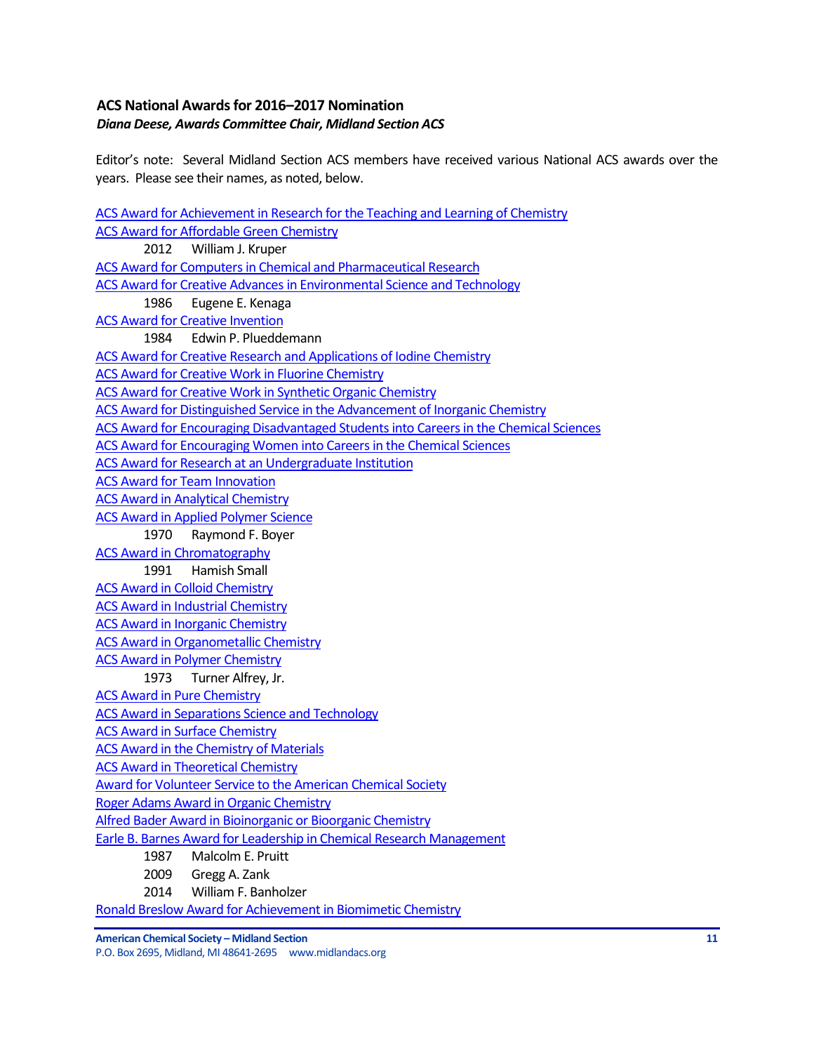## ACS National Awards for 2016–2017 Nomination

***Diana Deese, Awards Committee Chair, Midland Section ACS***

Editor's note: Several Midland Section ACS members have received various National ACS awards over the years. Please see their names, as noted, below.

ACS Award for Achievement in Research for the Teaching and Learning of Chemistry

ACS Award for Affordable Green Chemistry

- 2012 William J. Kruper

ACS Award for Computers in Chemical and Pharmaceutical Research

ACS Award for Creative Advances in Environmental Science and Technology

- 1986 Eugene E. Kenaga

ACS Award for Creative Invention

- 1984 Edwin P. Plueddemann

ACS Award for Creative Research and Applications of Iodine Chemistry

ACS Award for Creative Work in Fluorine Chemistry

ACS Award for Creative Work in Synthetic Organic Chemistry

ACS Award for Distinguished Service in the Advancement of Inorganic Chemistry

ACS Award for Encouraging Disadvantaged Students into Careers in the Chemical Sciences

ACS Award for Encouraging Women into Careers in the Chemical Sciences

ACS Award for Research at an Undergraduate Institution

ACS Award for Team Innovation

ACS Award in Analytical Chemistry

ACS Award in Applied Polymer Science

- 1970 Raymond F. Boyer

ACS Award in Chromatography

- 1991 Hamish Small

ACS Award in Colloid Chemistry

ACS Award in Industrial Chemistry

ACS Award in Inorganic Chemistry

ACS Award in Organometallic Chemistry

ACS Award in Polymer Chemistry

- 1973 Turner Alfrey, Jr.

ACS Award in Pure Chemistry

ACS Award in Separations Science and Technology

ACS Award in Surface Chemistry

ACS Award in the Chemistry of Materials

ACS Award in Theoretical Chemistry

Award for Volunteer Service to the American Chemical Society

Roger Adams Award in Organic Chemistry

Alfred Bader Award in Bioinorganic or Bioorganic Chemistry

Earle B. Barnes Award for Leadership in Chemical Research Management

- 1987 Malcolm E. Pruitt
- 2009 Gregg A. Zank
- 2014 William F. Banholzer

Ronald Breslow Award for Achievement in Biomimetic Chemistry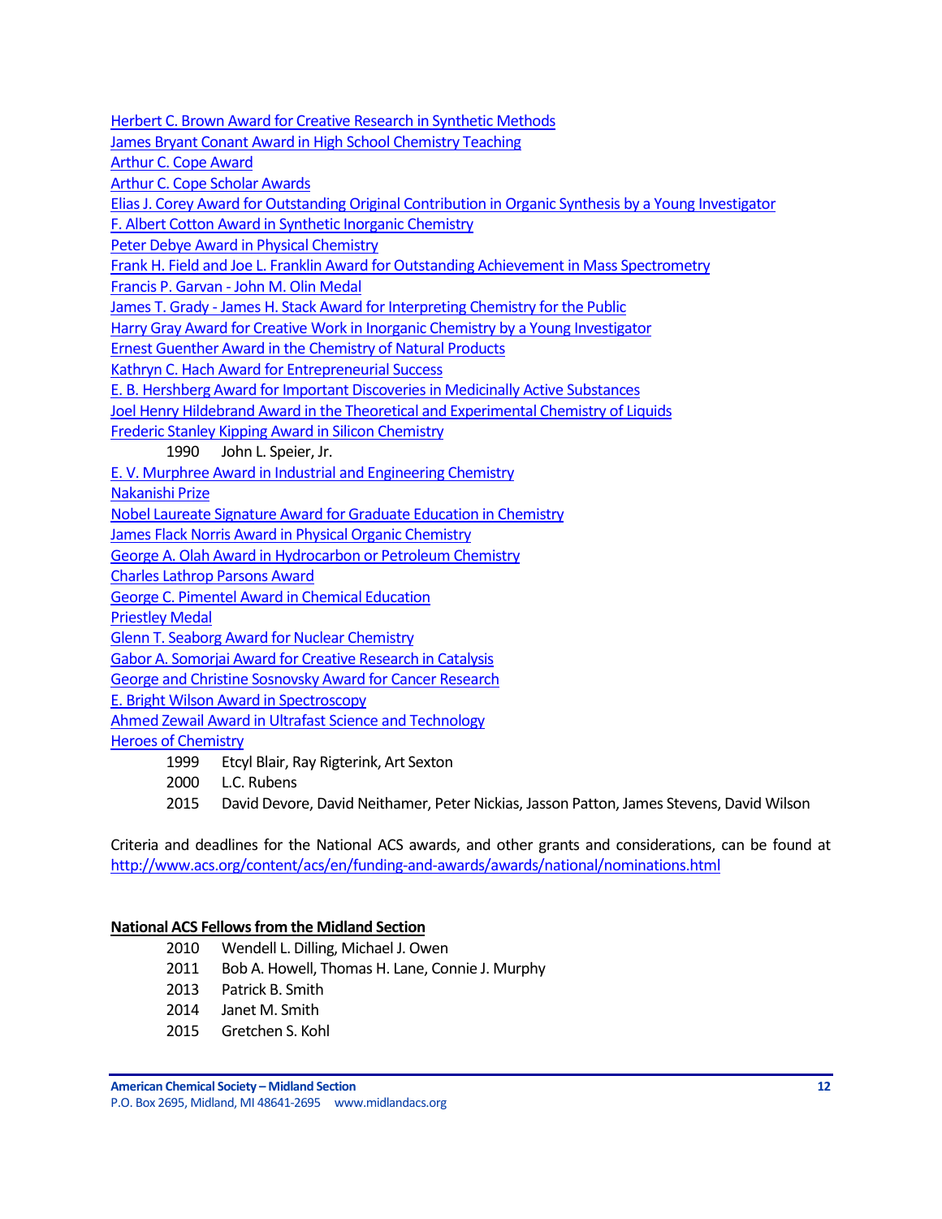[Herbert C. Brown Award for Creative Research in Synthetic Methods](#)
[James Bryant Conant Award in High School Chemistry Teaching](#)
[Arthur C. Cope Award](#)
[Arthur C. Cope Scholar Awards](#)
[Elias J. Corey Award for Outstanding Original Contribution in Organic Synthesis by a Young Investigator](#)
[F. Albert Cotton Award in Synthetic Inorganic Chemistry](#)
[Peter Debye Award in Physical Chemistry](#)
[Frank H. Field and Joe L. Franklin Award for Outstanding Achievement in Mass Spectrometry](#)
[Francis P. Garvan - John M. Olin Medal](#)
[James T. Grady - James H. Stack Award for Interpreting Chemistry for the Public](#)
[Harry Gray Award for Creative Work in Inorganic Chemistry by a Young Investigator](#)
[Ernest Guenther Award in the Chemistry of Natural Products](#)
[Kathryn C. Hach Award for Entrepreneurial Success](#)
[E. B. Hershberg Award for Important Discoveries in Medicinally Active Substances](#)
[Joel Henry Hildebrand Award in the Theoretical and Experimental Chemistry of Liquids](#)
[Frederic Stanley Kipping Award in Silicon Chemistry](#)

- 1990 John L. Speier, Jr.

[E. V. Murphree Award in Industrial and Engineering Chemistry](#)
[Nakanishi Prize](#)
[Nobel Laureate Signature Award for Graduate Education in Chemistry](#)
[James Flack Norris Award in Physical Organic Chemistry](#)
[George A. Olah Award in Hydrocarbon or Petroleum Chemistry](#)
[Charles Lathrop Parsons Award](#)
[George C. Pimentel Award in Chemical Education](#)
[Priestley Medal](#)
[Glenn T. Seaborg Award for Nuclear Chemistry](#)
[Gabor A. Somorjai Award for Creative Research in Catalysis](#)
[George and Christine Sosnovsky Award for Cancer Research](#)
[E. Bright Wilson Award in Spectroscopy](#)
[Ahmed Zewail Award in Ultrafast Science and Technology](#)
[Heroes of Chemistry](#)

- 1999 Etcyl Blair, Ray Rigterink, Art Sexton
- 2000 L.C. Rubens
- 2015 David Devore, David Neithamer, Peter Nickias, Jasson Patton, James Stevens, David Wilson

Criteria and deadlines for the National ACS awards, and other grants and considerations, can be found at http://www.acs.org/content/acs/en/funding-and-awards/awards/national/nominations.html

**National ACS Fellows from the Midland Section**

- 2010 Wendell L. Dilling, Michael J. Owen
- 2011 Bob A. Howell, Thomas H. Lane, Connie J. Murphy
- 2013 Patrick B. Smith
- 2014 Janet M. Smith
- 2015 Gretchen S. Kohl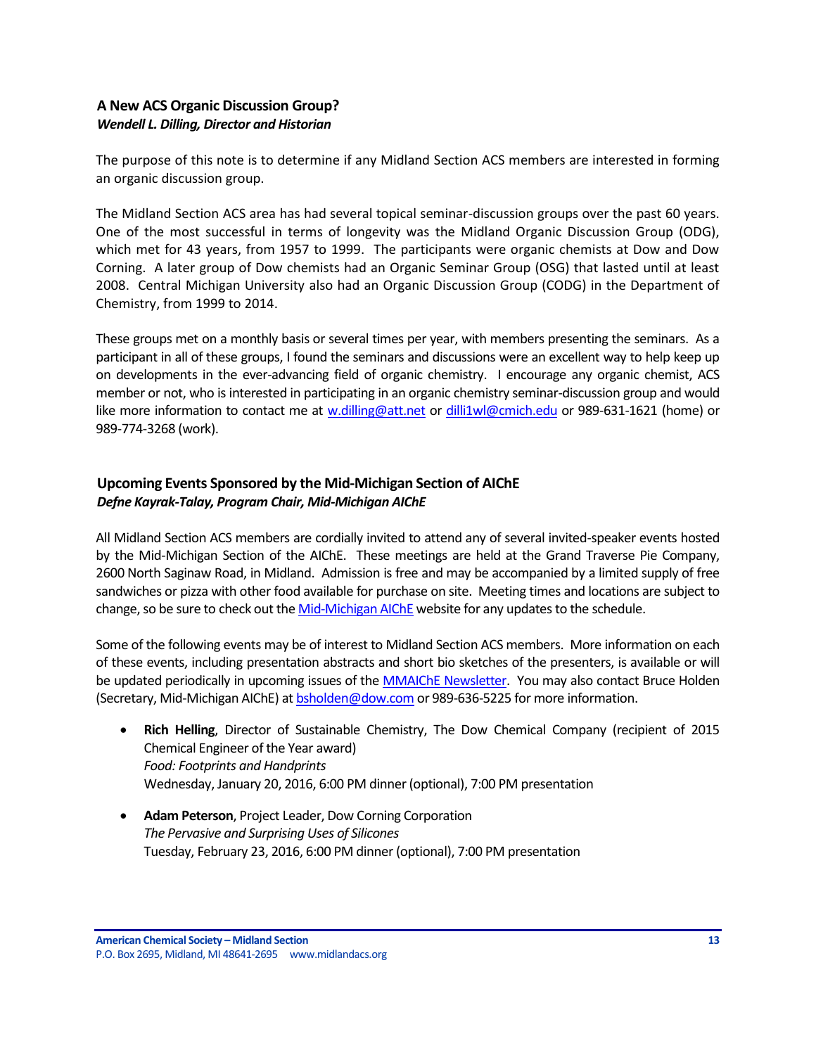### A New ACS Organic Discussion Group?

***Wendell L. Dilling, Director and Historian***

The purpose of this note is to determine if any Midland Section ACS members are interested in forming an organic discussion group.

The Midland Section ACS area has had several topical seminar-discussion groups over the past 60 years. One of the most successful in terms of longevity was the Midland Organic Discussion Group (ODG), which met for 43 years, from 1957 to 1999. The participants were organic chemists at Dow and Dow Corning. A later group of Dow chemists had an Organic Seminar Group (OSG) that lasted until at least 2008. Central Michigan University also had an Organic Discussion Group (CODG) in the Department of Chemistry, from 1999 to 2014.

These groups met on a monthly basis or several times per year, with members presenting the seminars. As a participant in all of these groups, I found the seminars and discussions were an excellent way to help keep up on developments in the ever-advancing field of organic chemistry. I encourage any organic chemist, ACS member or not, who is interested in participating in an organic chemistry seminar-discussion group and would like more information to contact me at w.dilling@att.net or dilli1wl@cmich.edu or 989-631-1621 (home) or 989-774-3268 (work).

### Upcoming Events Sponsored by the Mid-Michigan Section of AIChE

***Defne Kayrak-Talay, Program Chair, Mid-Michigan AIChE***

All Midland Section ACS members are cordially invited to attend any of several invited-speaker events hosted by the Mid-Michigan Section of the AIChE. These meetings are held at the Grand Traverse Pie Company, 2600 North Saginaw Road, in Midland. Admission is free and may be accompanied by a limited supply of free sandwiches or pizza with other food available for purchase on site. Meeting times and locations are subject to change, so be sure to check out the Mid-Michigan AIChE website for any updates to the schedule.

Some of the following events may be of interest to Midland Section ACS members. More information on each of these events, including presentation abstracts and short bio sketches of the presenters, is available or will be updated periodically in upcoming issues of the MMAIChE Newsletter. You may also contact Bruce Holden (Secretary, Mid-Michigan AIChE) at bsholden@dow.com or 989-636-5225 for more information.

- **Rich Helling**, Director of Sustainable Chemistry, The Dow Chemical Company (recipient of 2015 Chemical Engineer of the Year award)
  *Food: Footprints and Handprints*
  Wednesday, January 20, 2016, 6:00 PM dinner (optional), 7:00 PM presentation

- **Adam Peterson**, Project Leader, Dow Corning Corporation
  *The Pervasive and Surprising Uses of Silicones*
  Tuesday, February 23, 2016, 6:00 PM dinner (optional), 7:00 PM presentation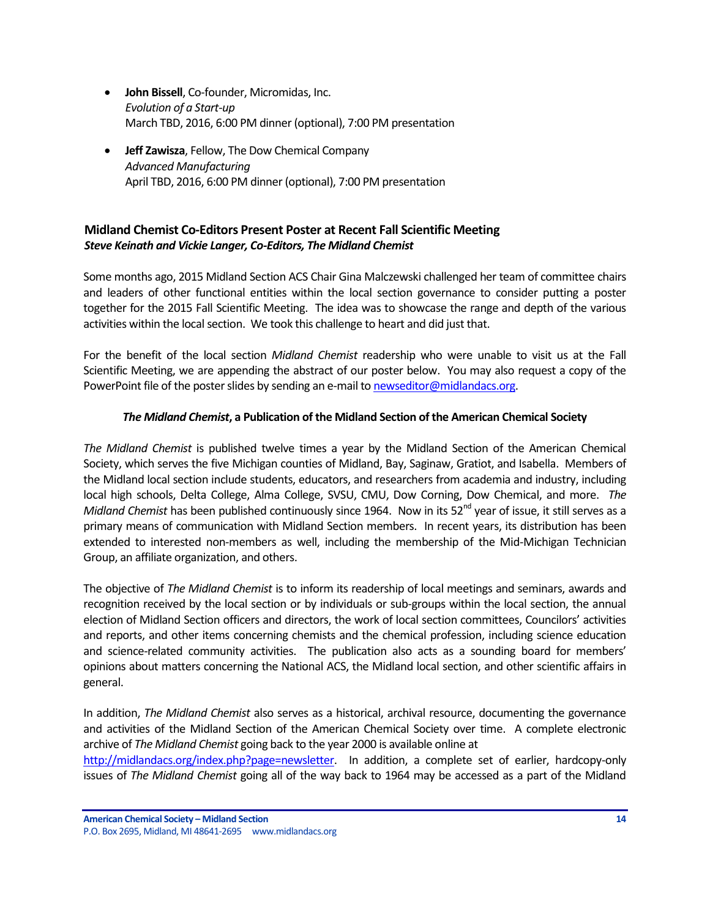- **John Bissell**, Co-founder, Micromidas, Inc.
  *Evolution of a Start-up*
  March TBD, 2016, 6:00 PM dinner (optional), 7:00 PM presentation

- **Jeff Zawisza**, Fellow, The Dow Chemical Company
  *Advanced Manufacturing*
  April TBD, 2016, 6:00 PM dinner (optional), 7:00 PM presentation

## Midland Chemist Co-Editors Present Poster at Recent Fall Scientific Meeting

***Steve Keinath and Vickie Langer, Co-Editors, The Midland Chemist***

Some months ago, 2015 Midland Section ACS Chair Gina Malczewski challenged her team of committee chairs and leaders of other functional entities within the local section governance to consider putting a poster together for the 2015 Fall Scientific Meeting. The idea was to showcase the range and depth of the various activities within the local section. We took this challenge to heart and did just that.

For the benefit of the local section *Midland Chemist* readership who were unable to visit us at the Fall Scientific Meeting, we are appending the abstract of our poster below. You may also request a copy of the PowerPoint file of the poster slides by sending an e-mail to newseditor@midlandacs.org.

### *The Midland Chemist*, a Publication of the Midland Section of the American Chemical Society

*The Midland Chemist* is published twelve times a year by the Midland Section of the American Chemical Society, which serves the five Michigan counties of Midland, Bay, Saginaw, Gratiot, and Isabella. Members of the Midland local section include students, educators, and researchers from academia and industry, including local high schools, Delta College, Alma College, SVSU, CMU, Dow Corning, Dow Chemical, and more. *The Midland Chemist* has been published continuously since 1964. Now in its 52nd year of issue, it still serves as a primary means of communication with Midland Section members. In recent years, its distribution has been extended to interested non-members as well, including the membership of the Mid-Michigan Technician Group, an affiliate organization, and others.

The objective of *The Midland Chemist* is to inform its readership of local meetings and seminars, awards and recognition received by the local section or by individuals or sub-groups within the local section, the annual election of Midland Section officers and directors, the work of local section committees, Councilors' activities and reports, and other items concerning chemists and the chemical profession, including science education and science-related community activities. The publication also acts as a sounding board for members' opinions about matters concerning the National ACS, the Midland local section, and other scientific affairs in general.

In addition, *The Midland Chemist* also serves as a historical, archival resource, documenting the governance and activities of the Midland Section of the American Chemical Society over time. A complete electronic archive of *The Midland Chemist* going back to the year 2000 is available online at http://midlandacs.org/index.php?page=newsletter. In addition, a complete set of earlier, hardcopy-only issues of *The Midland Chemist* going all of the way back to 1964 may be accessed as a part of the Midland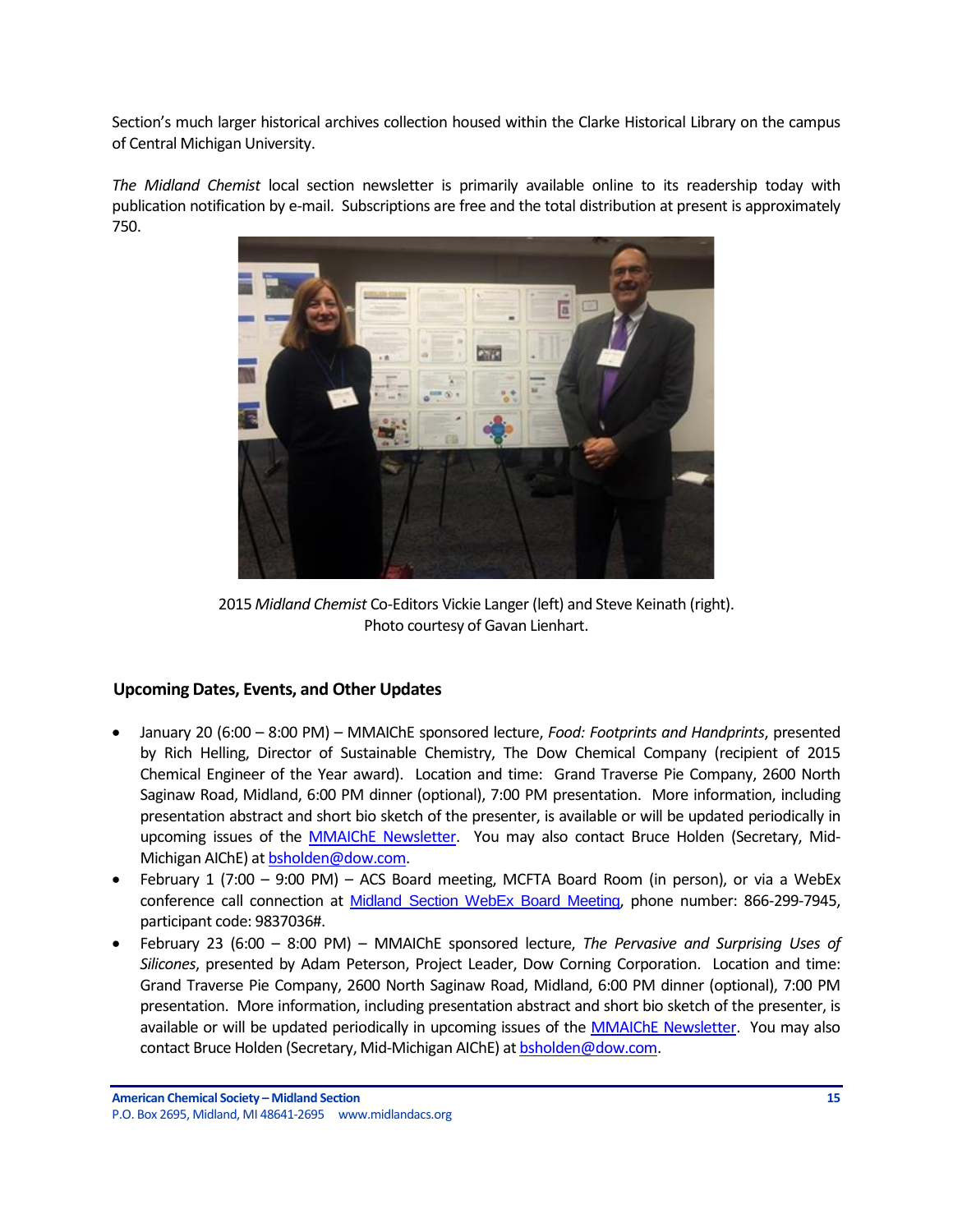Section's much larger historical archives collection housed within the Clarke Historical Library on the campus of Central Michigan University.

*The Midland Chemist* local section newsletter is primarily available online to its readership today with publication notification by e-mail. Subscriptions are free and the total distribution at present is approximately 750.

2015 *Midland Chemist* Co-Editors Vickie Langer (left) and Steve Keinath (right).
Photo courtesy of Gavan Lienhart.

### Upcoming Dates, Events, and Other Updates

- January 20 (6:00 – 8:00 PM) – MMAIChE sponsored lecture, *Food: Footprints and Handprints*, presented by Rich Helling, Director of Sustainable Chemistry, The Dow Chemical Company (recipient of 2015 Chemical Engineer of the Year award). Location and time: Grand Traverse Pie Company, 2600 North Saginaw Road, Midland, 6:00 PM dinner (optional), 7:00 PM presentation. More information, including presentation abstract and short bio sketch of the presenter, is available or will be updated periodically in upcoming issues of the MMAIChE Newsletter. You may also contact Bruce Holden (Secretary, Mid-Michigan AIChE) at bsholden@dow.com.
- February 1 (7:00 – 9:00 PM) – ACS Board meeting, MCFTA Board Room (in person), or via a WebEx conference call connection at Midland Section WebEx Board Meeting, phone number: 866-299-7945, participant code: 9837036#.
- February 23 (6:00 – 8:00 PM) – MMAIChE sponsored lecture, *The Pervasive and Surprising Uses of Silicones*, presented by Adam Peterson, Project Leader, Dow Corning Corporation. Location and time: Grand Traverse Pie Company, 2600 North Saginaw Road, Midland, 6:00 PM dinner (optional), 7:00 PM presentation. More information, including presentation abstract and short bio sketch of the presenter, is available or will be updated periodically in upcoming issues of the MMAIChE Newsletter. You may also contact Bruce Holden (Secretary, Mid-Michigan AIChE) at bsholden@dow.com.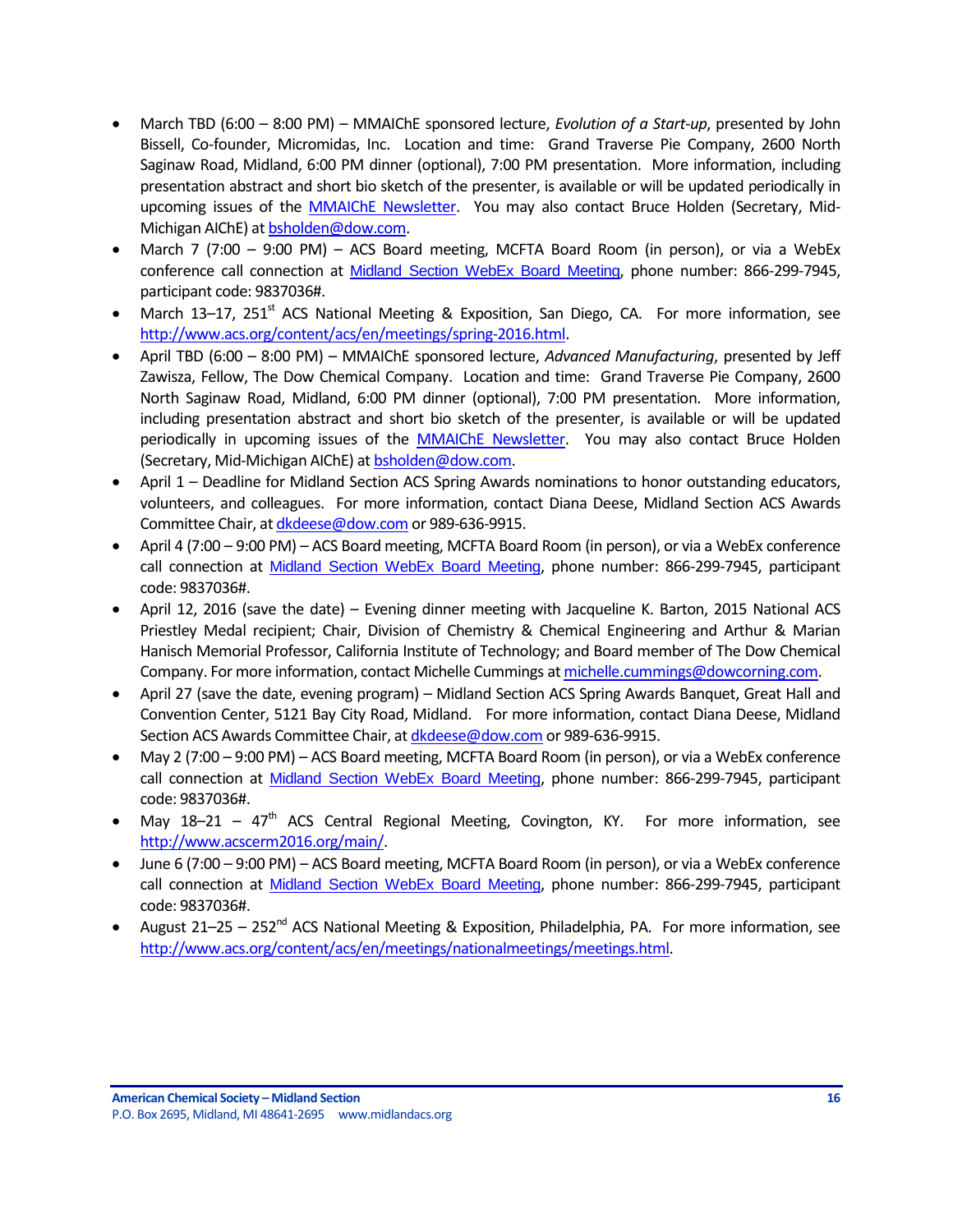- March TBD (6:00 – 8:00 PM) – MMAIChE sponsored lecture, *Evolution of a Start-up*, presented by John Bissell, Co-founder, Micromidas, Inc. Location and time: Grand Traverse Pie Company, 2600 North Saginaw Road, Midland, 6:00 PM dinner (optional), 7:00 PM presentation. More information, including presentation abstract and short bio sketch of the presenter, is available or will be updated periodically in upcoming issues of the [MMAIChE Newsletter](). You may also contact Bruce Holden (Secretary, Mid-Michigan AIChE) at bsholden@dow.com.
- March 7 (7:00 – 9:00 PM) – ACS Board meeting, MCFTA Board Room (in person), or via a WebEx conference call connection at [Midland Section WebEx Board Meeting](), phone number: 866-299-7945, participant code: 9837036#.
- March 13–17, 251st ACS National Meeting & Exposition, San Diego, CA. For more information, see http://www.acs.org/content/acs/en/meetings/spring-2016.html.
- April TBD (6:00 – 8:00 PM) – MMAIChE sponsored lecture, *Advanced Manufacturing*, presented by Jeff Zawisza, Fellow, The Dow Chemical Company. Location and time: Grand Traverse Pie Company, 2600 North Saginaw Road, Midland, 6:00 PM dinner (optional), 7:00 PM presentation. More information, including presentation abstract and short bio sketch of the presenter, is available or will be updated periodically in upcoming issues of the [MMAIChE Newsletter](). You may also contact Bruce Holden (Secretary, Mid-Michigan AIChE) at bsholden@dow.com.
- April 1 – Deadline for Midland Section ACS Spring Awards nominations to honor outstanding educators, volunteers, and colleagues. For more information, contact Diana Deese, Midland Section ACS Awards Committee Chair, at dkdeese@dow.com or 989-636-9915.
- April 4 (7:00 – 9:00 PM) – ACS Board meeting, MCFTA Board Room (in person), or via a WebEx conference call connection at [Midland Section WebEx Board Meeting](), phone number: 866-299-7945, participant code: 9837036#.
- April 12, 2016 (save the date) – Evening dinner meeting with Jacqueline K. Barton, 2015 National ACS Priestley Medal recipient; Chair, Division of Chemistry & Chemical Engineering and Arthur & Marian Hanisch Memorial Professor, California Institute of Technology; and Board member of The Dow Chemical Company. For more information, contact Michelle Cummings at michelle.cummings@dowcorning.com.
- April 27 (save the date, evening program) – Midland Section ACS Spring Awards Banquet, Great Hall and Convention Center, 5121 Bay City Road, Midland. For more information, contact Diana Deese, Midland Section ACS Awards Committee Chair, at dkdeese@dow.com or 989-636-9915.
- May 2 (7:00 – 9:00 PM) – ACS Board meeting, MCFTA Board Room (in person), or via a WebEx conference call connection at [Midland Section WebEx Board Meeting](), phone number: 866-299-7945, participant code: 9837036#.
- May 18–21 – 47th ACS Central Regional Meeting, Covington, KY. For more information, see http://www.acscerm2016.org/main/.
- June 6 (7:00 – 9:00 PM) – ACS Board meeting, MCFTA Board Room (in person), or via a WebEx conference call connection at [Midland Section WebEx Board Meeting](), phone number: 866-299-7945, participant code: 9837036#.
- August 21–25 – 252nd ACS National Meeting & Exposition, Philadelphia, PA. For more information, see http://www.acs.org/content/acs/en/meetings/nationalmeetings/meetings.html.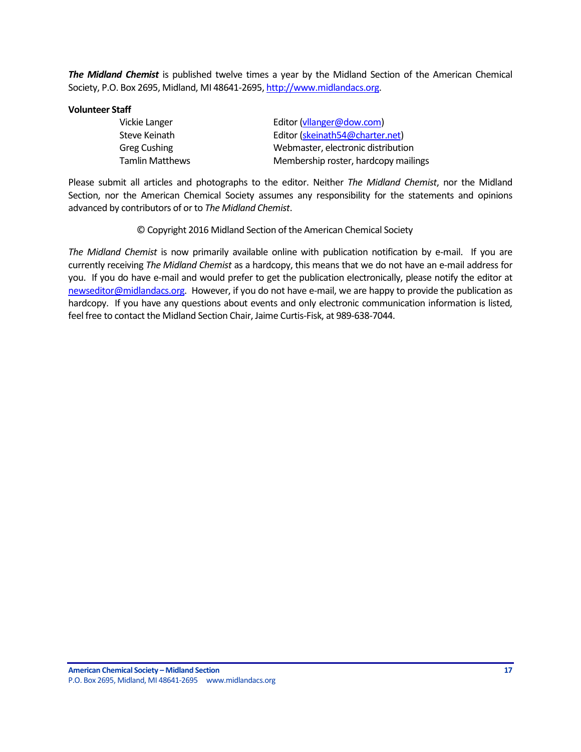***The Midland Chemist*** is published twelve times a year by the Midland Section of the American Chemical Society, P.O. Box 2695, Midland, MI 48641-2695, [http://www.midlandacs.org](http://www.midlandacs.org).

**Volunteer Staff**

| | |
|---|---|
| Vickie Langer | Editor ([vllanger@dow.com](mailto:vllanger@dow.com)) |
| Steve Keinath | Editor ([skeinath54@charter.net](mailto:skeinath54@charter.net)) |
| Greg Cushing | Webmaster, electronic distribution |
| Tamlin Matthews | Membership roster, hardcopy mailings |

Please submit all articles and photographs to the editor. Neither *The Midland Chemist*, nor the Midland Section, nor the American Chemical Society assumes any responsibility for the statements and opinions advanced by contributors of or to *The Midland Chemist*.

© Copyright 2016 Midland Section of the American Chemical Society

*The Midland Chemist* is now primarily available online with publication notification by e-mail. If you are currently receiving *The Midland Chemist* as a hardcopy, this means that we do not have an e-mail address for you. If you do have e-mail and would prefer to get the publication electronically, please notify the editor at [newseditor@midlandacs.org](mailto:newseditor@midlandacs.org). However, if you do not have e-mail, we are happy to provide the publication as hardcopy. If you have any questions about events and only electronic communication information is listed, feel free to contact the Midland Section Chair, Jaime Curtis-Fisk, at 989-638-7044.